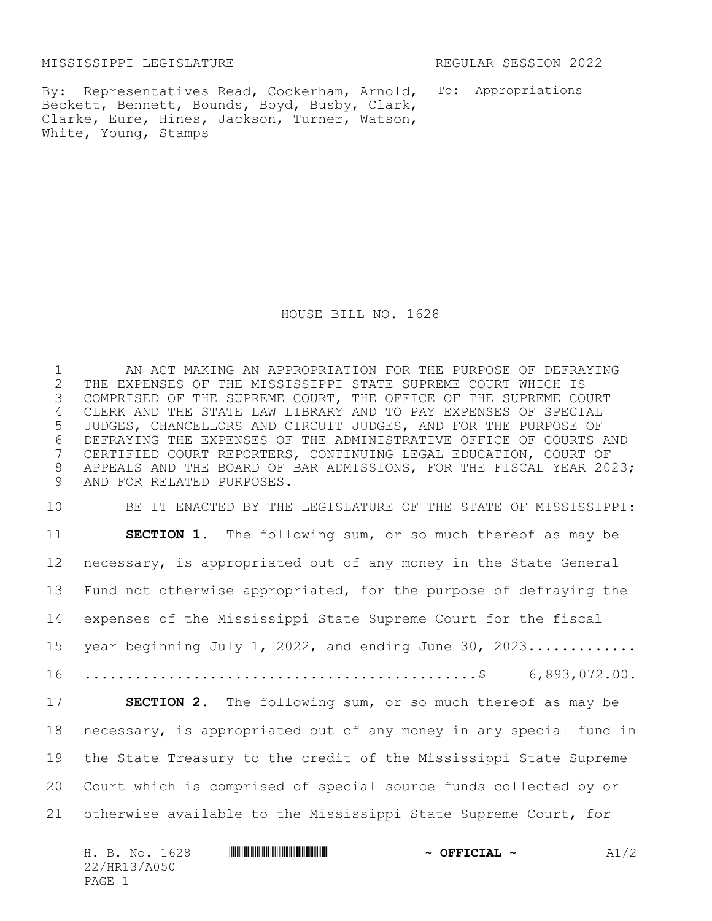MISSISSIPPI LEGISLATURE REGULAR SESSION 2022

By: Representatives Read, Cockerham, Arnold, Beckett, Bennett, Bounds, Boyd, Busby, Clark, Clarke, Eure, Hines, Jackson, Turner, Watson, White, Young, Stamps

To: Appropriations

# HOUSE BILL NO. 1628

AN ACT MAKING AN APPROPRIATION FOR THE PURPOSE OF DEFRAYING THE EXPENSES OF THE MISSISSIPPI STATE SUPREME COURT WHICH IS COMPRISED OF THE SUPREME COURT, THE OFFICE OF THE SUPREME COURT CLERK AND THE STATE LAW LIBRARY AND TO PAY EXPENSES OF SPECIAL JUDGES, CHANCELLORS AND CIRCUIT JUDGES, AND FOR THE PURPOSE OF DEFRAYING THE EXPENSES OF THE ADMINISTRATIVE OFFICE OF COURTS AND CERTIFIED COURT REPORTERS, CONTINUING LEGAL EDUCATION, COURT OF APPEALS AND THE BOARD OF BAR ADMISSIONS, FOR THE FISCAL YEAR 2023; AND FOR RELATED PURPOSES.

BE IT ENACTED BY THE LEGISLATURE OF THE STATE OF MISSISSIPPI:

**SECTION 1.** The following sum, or so much thereof as may be necessary, is appropriated out of any money in the State General Fund not otherwise appropriated, for the purpose of defraying the expenses of the Mississippi State Supreme Court for the fiscal year beginning July 1, 2022, and ending June 30, 2023............. ..............................................$ 6,893,072.00.

**SECTION 2.** The following sum, or so much thereof as may be necessary, is appropriated out of any money in any special fund in the State Treasury to the credit of the Mississippi State Supreme Court which is comprised of special source funds collected by or otherwise available to the Mississippi State Supreme Court, for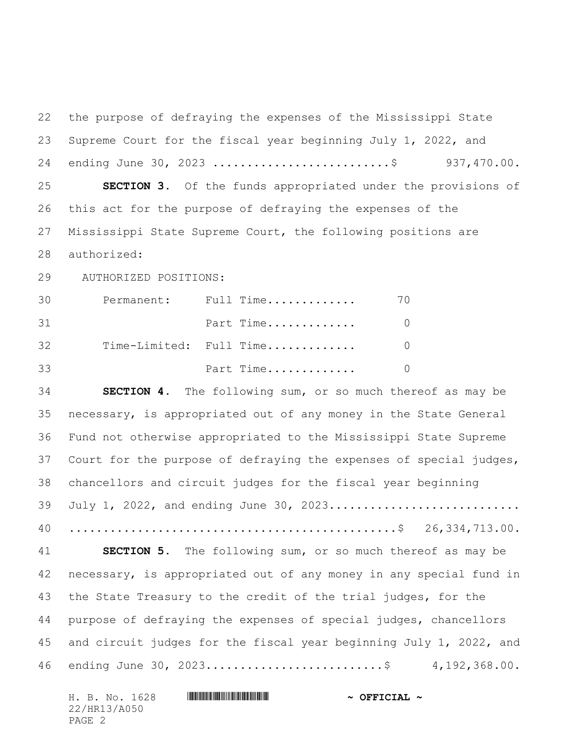the purpose of defraying the expenses of the Mississippi State Supreme Court for the fiscal year beginning July 1, 2022, and ending June 30, 2023 ..........................$ 937,470.00.

**SECTION 3.** Of the funds appropriated under the provisions of this act for the purpose of defraying the expenses of the Mississippi State Supreme Court, the following positions are authorized:

AUTHORIZED POSITIONS:

| | | |
|---|---|---|
| Permanent: | Full Time............. | 70 |
| | Part Time............. | 0 |
| Time-Limited: | Full Time............. | 0 |
| | Part Time............. | 0 |

**SECTION 4.** The following sum, or so much thereof as may be necessary, is appropriated out of any money in the State General Fund not otherwise appropriated to the Mississippi State Supreme Court for the purpose of defraying the expenses of special judges, chancellors and circuit judges for the fiscal year beginning July 1, 2022, and ending June 30, 2023.............................................................................$ 26,334,713.00.

**SECTION 5.** The following sum, or so much thereof as may be necessary, is appropriated out of any money in any special fund in the State Treasury to the credit of the trial judges, for the purpose of defraying the expenses of special judges, chancellors and circuit judges for the fiscal year beginning July 1, 2022, and ending June 30, 2023..........................$ 4,192,368.00.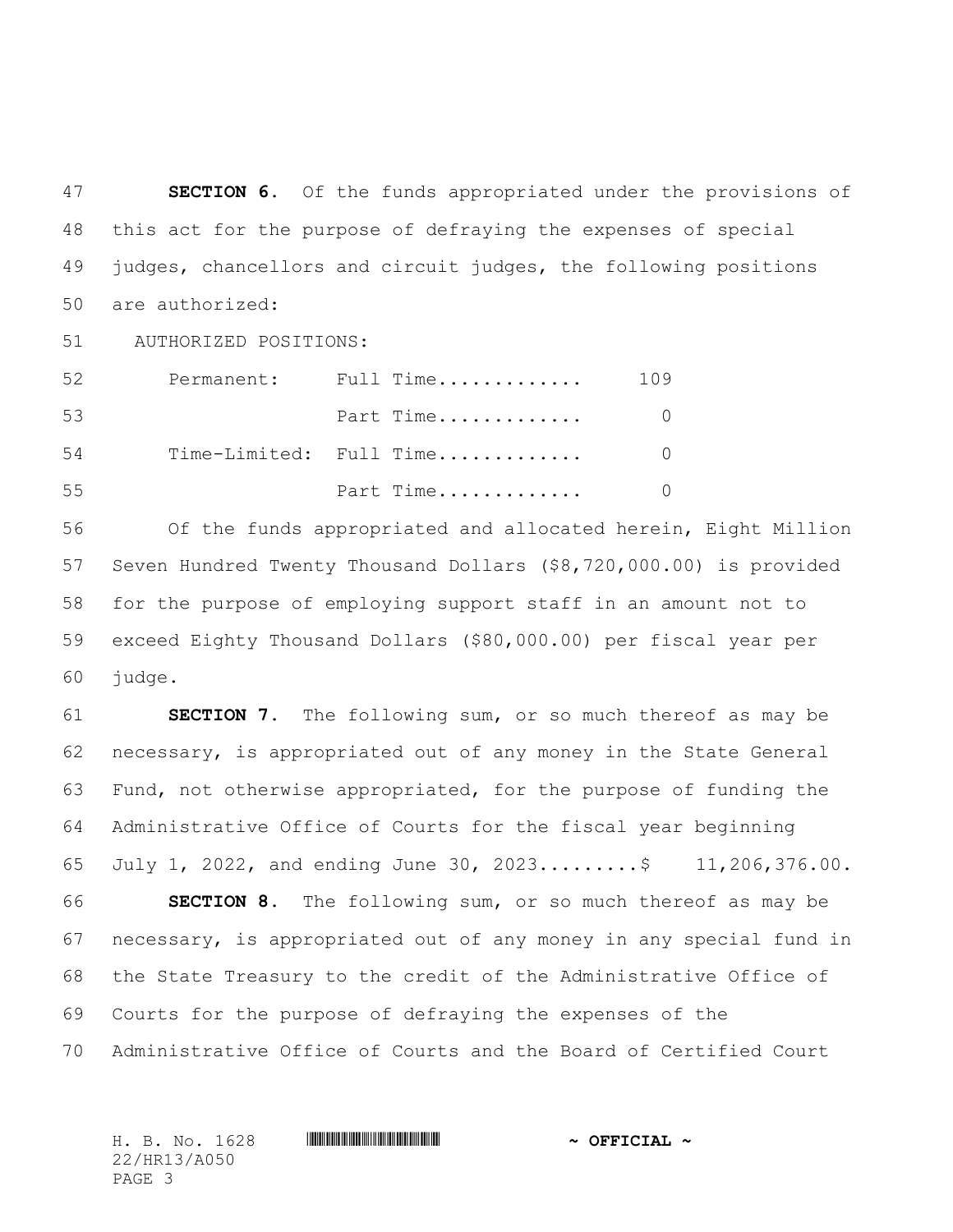**SECTION 6.** Of the funds appropriated under the provisions of this act for the purpose of defraying the expenses of special judges, chancellors and circuit judges, the following positions are authorized:

AUTHORIZED POSITIONS:

| | | |
|---|---|---|
| Permanent: | Full Time............ | 109 |
| | Part Time............ | 0 |
| Time-Limited: | Full Time............ | 0 |
| | Part Time............ | 0 |

Of the funds appropriated and allocated herein, Eight Million Seven Hundred Twenty Thousand Dollars ($8,720,000.00) is provided for the purpose of employing support staff in an amount not to exceed Eighty Thousand Dollars ($80,000.00) per fiscal year per judge.

**SECTION 7.** The following sum, or so much thereof as may be necessary, is appropriated out of any money in the State General Fund, not otherwise appropriated, for the purpose of funding the Administrative Office of Courts for the fiscal year beginning July 1, 2022, and ending June 30, 2023.........$ 11,206,376.00.

**SECTION 8.** The following sum, or so much thereof as may be necessary, is appropriated out of any money in any special fund in the State Treasury to the credit of the Administrative Office of Courts for the purpose of defraying the expenses of the Administrative Office of Courts and the Board of Certified Court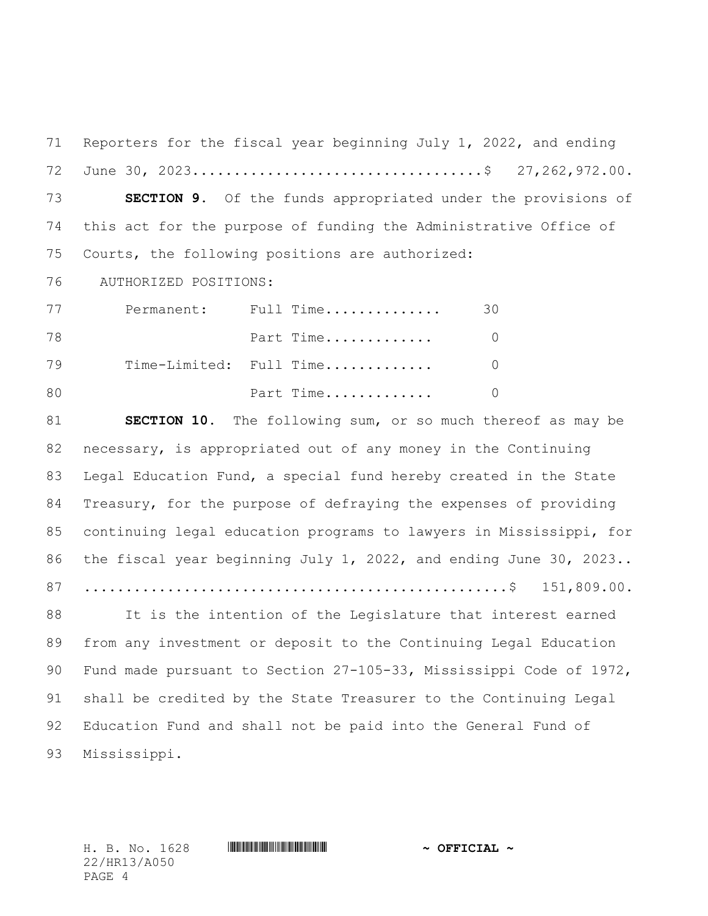Reporters for the fiscal year beginning July 1, 2022, and ending June 30, 2023.................................$ 27,262,972.00.

**SECTION 9.** Of the funds appropriated under the provisions of this act for the purpose of funding the Administrative Office of Courts, the following positions are authorized:

AUTHORIZED POSITIONS:

| | | |
|---|---|---|
| Permanent: | Full Time.............. | 30 |
| | Part Time............. | 0 |
| Time-Limited: | Full Time............. | 0 |
| | Part Time............. | 0 |

**SECTION 10.** The following sum, or so much thereof as may be necessary, is appropriated out of any money in the Continuing Legal Education Fund, a special fund hereby created in the State Treasury, for the purpose of defraying the expenses of providing continuing legal education programs to lawyers in Mississippi, for the fiscal year beginning July 1, 2022, and ending June 30, 2023.. ..................................................$ 151,809.00.

It is the intention of the Legislature that interest earned from any investment or deposit to the Continuing Legal Education Fund made pursuant to Section 27-105-33, Mississippi Code of 1972, shall be credited by the State Treasurer to the Continuing Legal Education Fund and shall not be paid into the General Fund of Mississippi.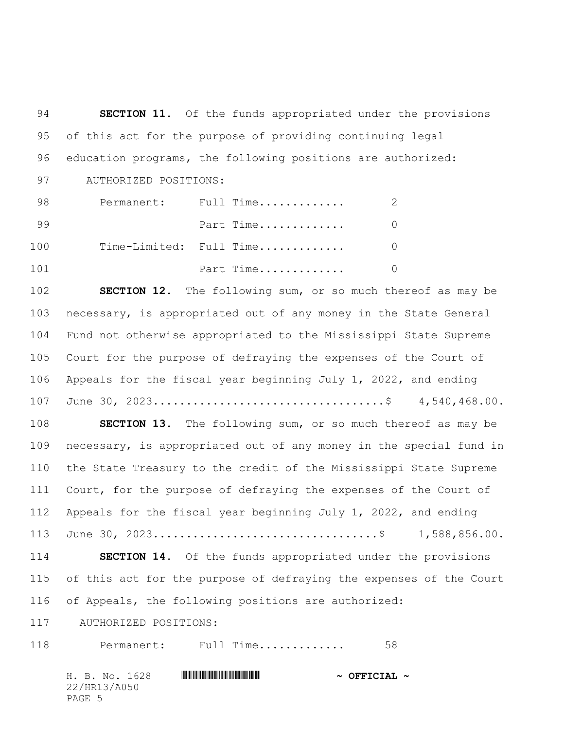**SECTION 11.** Of the funds appropriated under the provisions of this act for the purpose of providing continuing legal education programs, the following positions are authorized:

AUTHORIZED POSITIONS:

| | | |
|---|---|---|
| Permanent: | Full Time............. | 2 |
| | Part Time............. | 0 |
| Time-Limited: | Full Time............. | 0 |
| | Part Time............. | 0 |

**SECTION 12.** The following sum, or so much thereof as may be necessary, is appropriated out of any money in the State General Fund not otherwise appropriated to the Mississippi State Supreme Court for the purpose of defraying the expenses of the Court of Appeals for the fiscal year beginning July 1, 2022, and ending June 30, 2023..................................$ 4,540,468.00.

**SECTION 13.** The following sum, or so much thereof as may be necessary, is appropriated out of any money in the special fund in the State Treasury to the credit of the Mississippi State Supreme Court, for the purpose of defraying the expenses of the Court of Appeals for the fiscal year beginning July 1, 2022, and ending June 30, 2023.................................$ 1,588,856.00.

**SECTION 14.** Of the funds appropriated under the provisions of this act for the purpose of defraying the expenses of the Court of Appeals, the following positions are authorized:

AUTHORIZED POSITIONS:

| | | |
|---|---|---|
| Permanent: | Full Time............. | 58 |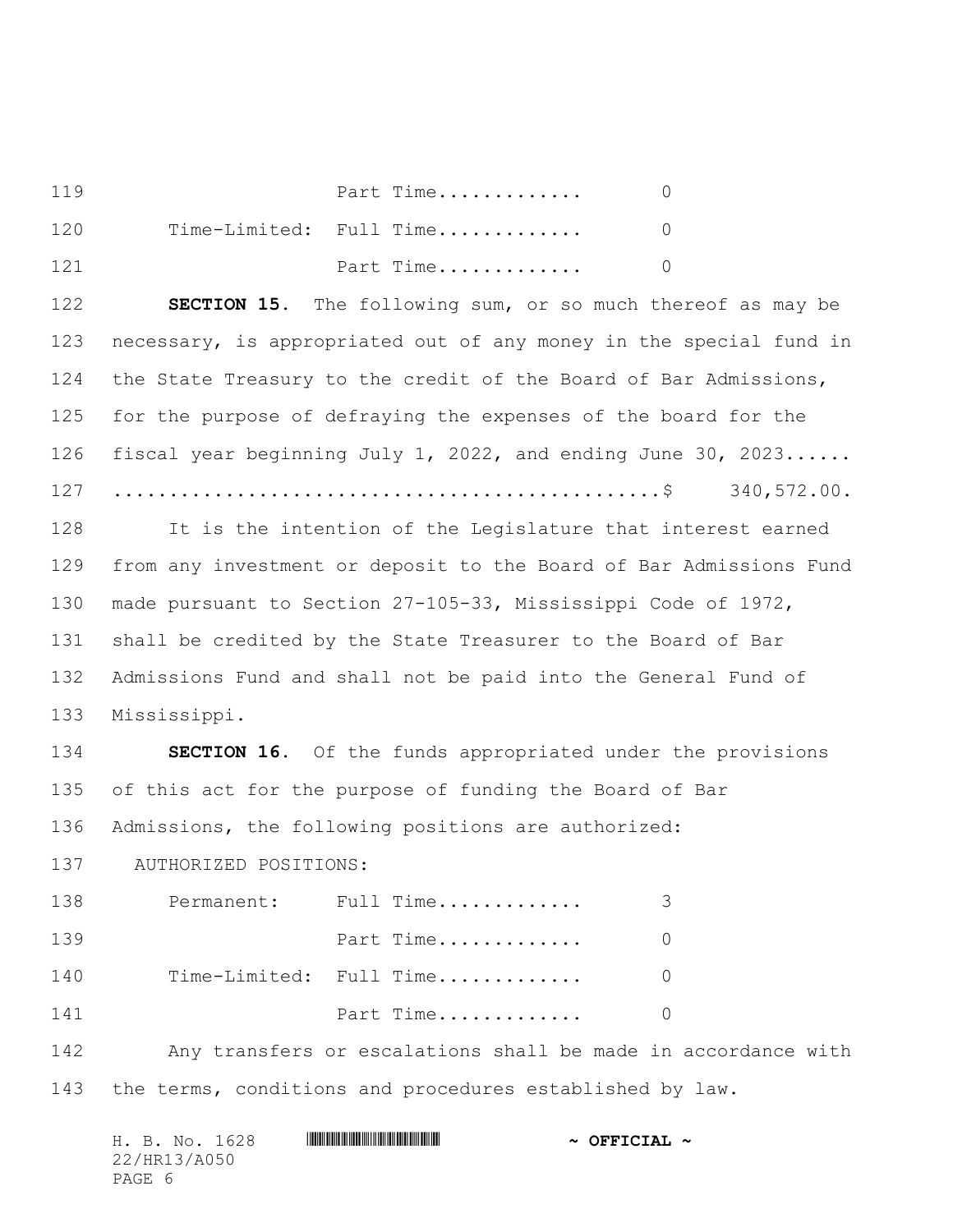| | | |
|---|---|---|
| | Part Time............. | 0 |
| Time-Limited: | Full Time............. | 0 |
| | Part Time............. | 0 |

**SECTION 15.** The following sum, or so much thereof as may be necessary, is appropriated out of any money in the special fund in the State Treasury to the credit of the Board of Bar Admissions, for the purpose of defraying the expenses of the board for the fiscal year beginning July 1, 2022, and ending June 30, 2023...... ..............................................$ 340,572.00.

It is the intention of the Legislature that interest earned from any investment or deposit to the Board of Bar Admissions Fund made pursuant to Section 27-105-33, Mississippi Code of 1972, shall be credited by the State Treasurer to the Board of Bar Admissions Fund and shall not be paid into the General Fund of Mississippi.

**SECTION 16.** Of the funds appropriated under the provisions of this act for the purpose of funding the Board of Bar Admissions, the following positions are authorized:

AUTHORIZED POSITIONS:

| | | |
|---|---|---|
| Permanent: | Full Time............. | 3 |
| | Part Time............. | 0 |
| Time-Limited: | Full Time............. | 0 |
| | Part Time............. | 0 |

Any transfers or escalations shall be made in accordance with the terms, conditions and procedures established by law.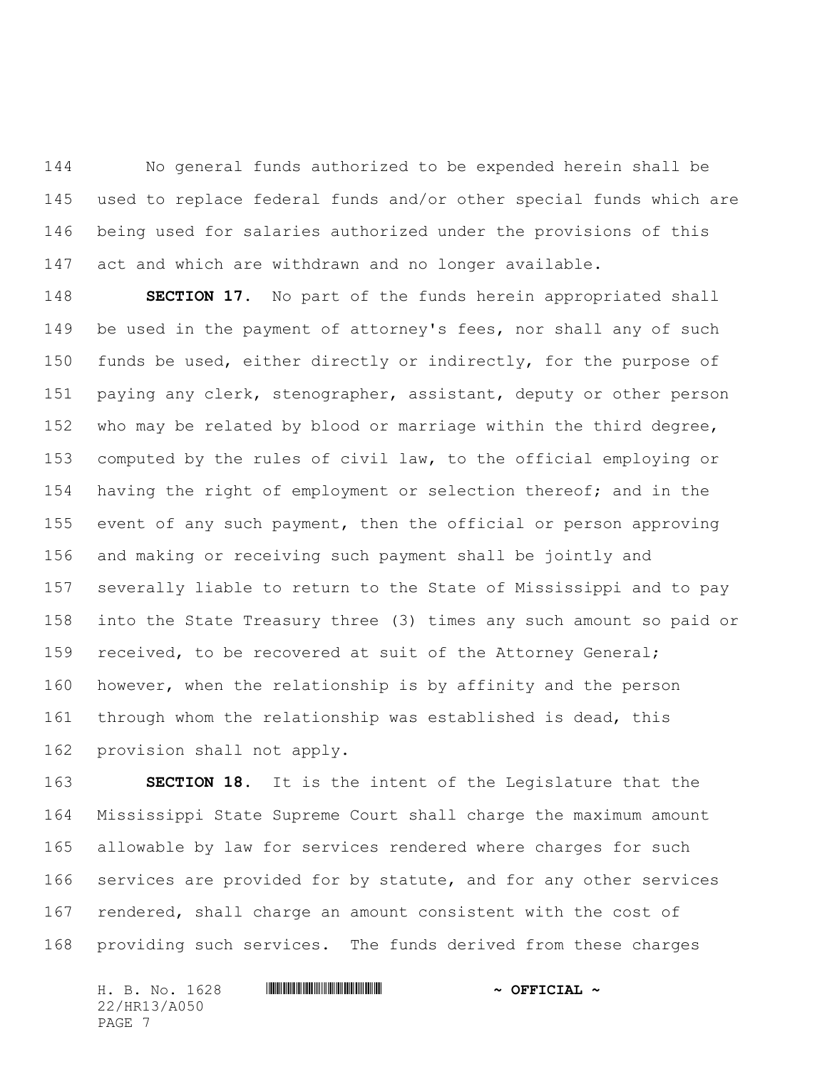No general funds authorized to be expended herein shall be used to replace federal funds and/or other special funds which are being used for salaries authorized under the provisions of this act and which are withdrawn and no longer available.

**SECTION 17.** No part of the funds herein appropriated shall be used in the payment of attorney's fees, nor shall any of such funds be used, either directly or indirectly, for the purpose of paying any clerk, stenographer, assistant, deputy or other person who may be related by blood or marriage within the third degree, computed by the rules of civil law, to the official employing or having the right of employment or selection thereof; and in the event of any such payment, then the official or person approving and making or receiving such payment shall be jointly and severally liable to return to the State of Mississippi and to pay into the State Treasury three (3) times any such amount so paid or received, to be recovered at suit of the Attorney General; however, when the relationship is by affinity and the person through whom the relationship was established is dead, this provision shall not apply.

**SECTION 18.** It is the intent of the Legislature that the Mississippi State Supreme Court shall charge the maximum amount allowable by law for services rendered where charges for such services are provided for by statute, and for any other services rendered, shall charge an amount consistent with the cost of providing such services. The funds derived from these charges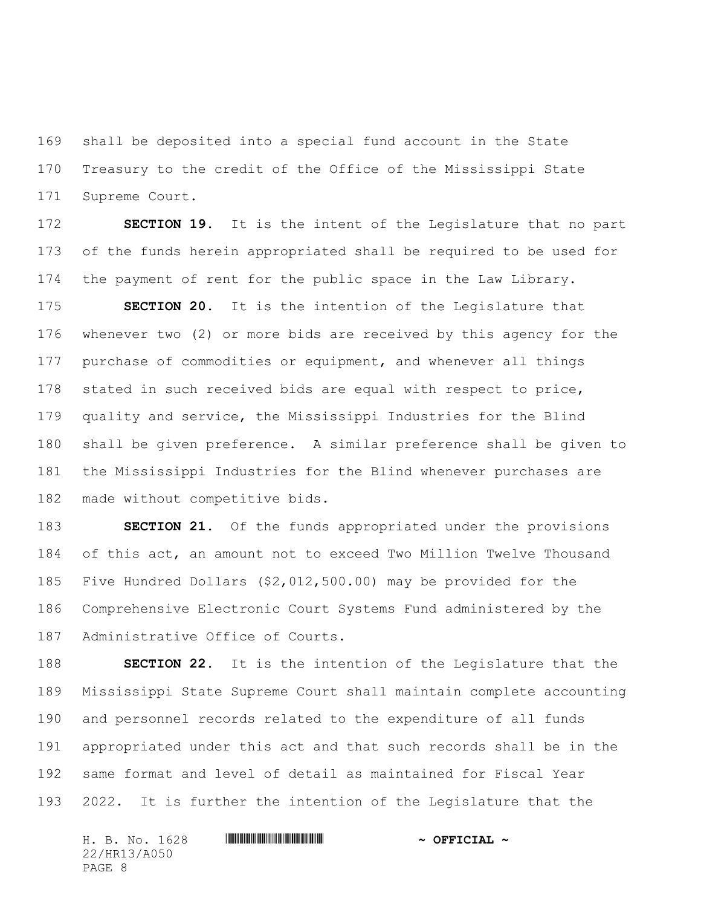shall be deposited into a special fund account in the State Treasury to the credit of the Office of the Mississippi State Supreme Court.

**SECTION 19.** It is the intent of the Legislature that no part of the funds herein appropriated shall be required to be used for the payment of rent for the public space in the Law Library.

**SECTION 20.** It is the intention of the Legislature that whenever two (2) or more bids are received by this agency for the purchase of commodities or equipment, and whenever all things stated in such received bids are equal with respect to price, quality and service, the Mississippi Industries for the Blind shall be given preference. A similar preference shall be given to the Mississippi Industries for the Blind whenever purchases are made without competitive bids.

**SECTION 21.** Of the funds appropriated under the provisions of this act, an amount not to exceed Two Million Twelve Thousand Five Hundred Dollars ($2,012,500.00) may be provided for the Comprehensive Electronic Court Systems Fund administered by the Administrative Office of Courts.

**SECTION 22.** It is the intention of the Legislature that the Mississippi State Supreme Court shall maintain complete accounting and personnel records related to the expenditure of all funds appropriated under this act and that such records shall be in the same format and level of detail as maintained for Fiscal Year 2022. It is further the intention of the Legislature that the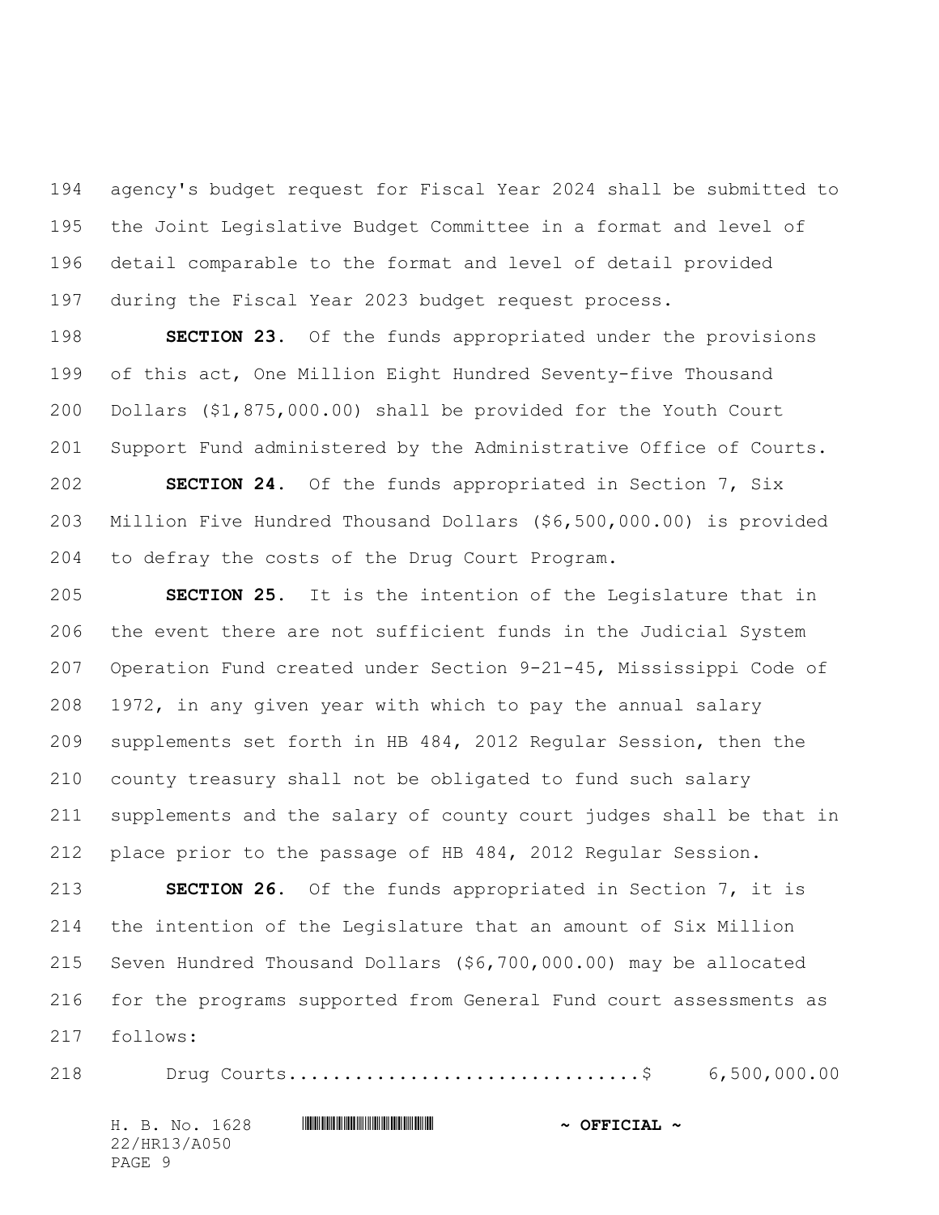agency's budget request for Fiscal Year 2024 shall be submitted to the Joint Legislative Budget Committee in a format and level of detail comparable to the format and level of detail provided during the Fiscal Year 2023 budget request process.

**SECTION 23.** Of the funds appropriated under the provisions of this act, One Million Eight Hundred Seventy-five Thousand Dollars ($1,875,000.00) shall be provided for the Youth Court Support Fund administered by the Administrative Office of Courts.

**SECTION 24.** Of the funds appropriated in Section 7, Six Million Five Hundred Thousand Dollars ($6,500,000.00) is provided to defray the costs of the Drug Court Program.

**SECTION 25.** It is the intention of the Legislature that in the event there are not sufficient funds in the Judicial System Operation Fund created under Section 9-21-45, Mississippi Code of 1972, in any given year with which to pay the annual salary supplements set forth in HB 484, 2012 Regular Session, then the county treasury shall not be obligated to fund such salary supplements and the salary of county court judges shall be that in place prior to the passage of HB 484, 2012 Regular Session.

**SECTION 26.** Of the funds appropriated in Section 7, it is the intention of the Legislature that an amount of Six Million Seven Hundred Thousand Dollars ($6,700,000.00) may be allocated for the programs supported from General Fund court assessments as follows:

Drug Courts...............................$ 6,500,000.00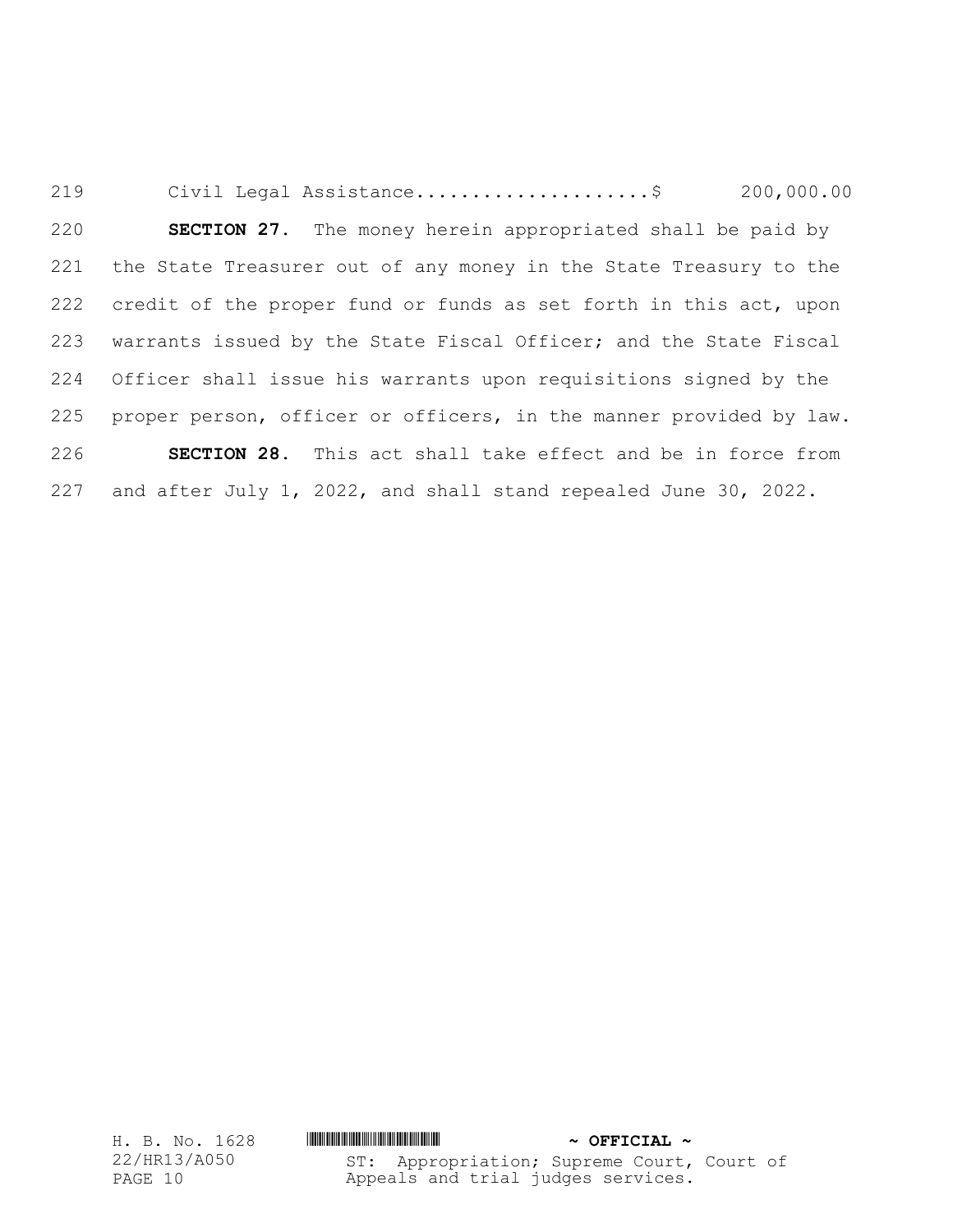Civil Legal Assistance.....................$ 200,000.00

**SECTION 27.** The money herein appropriated shall be paid by the State Treasurer out of any money in the State Treasury to the credit of the proper fund or funds as set forth in this act, upon warrants issued by the State Fiscal Officer; and the State Fiscal Officer shall issue his warrants upon requisitions signed by the proper person, officer or officers, in the manner provided by law.

**SECTION 28.** This act shall take effect and be in force from and after July 1, 2022, and shall stand repealed June 30, 2022.